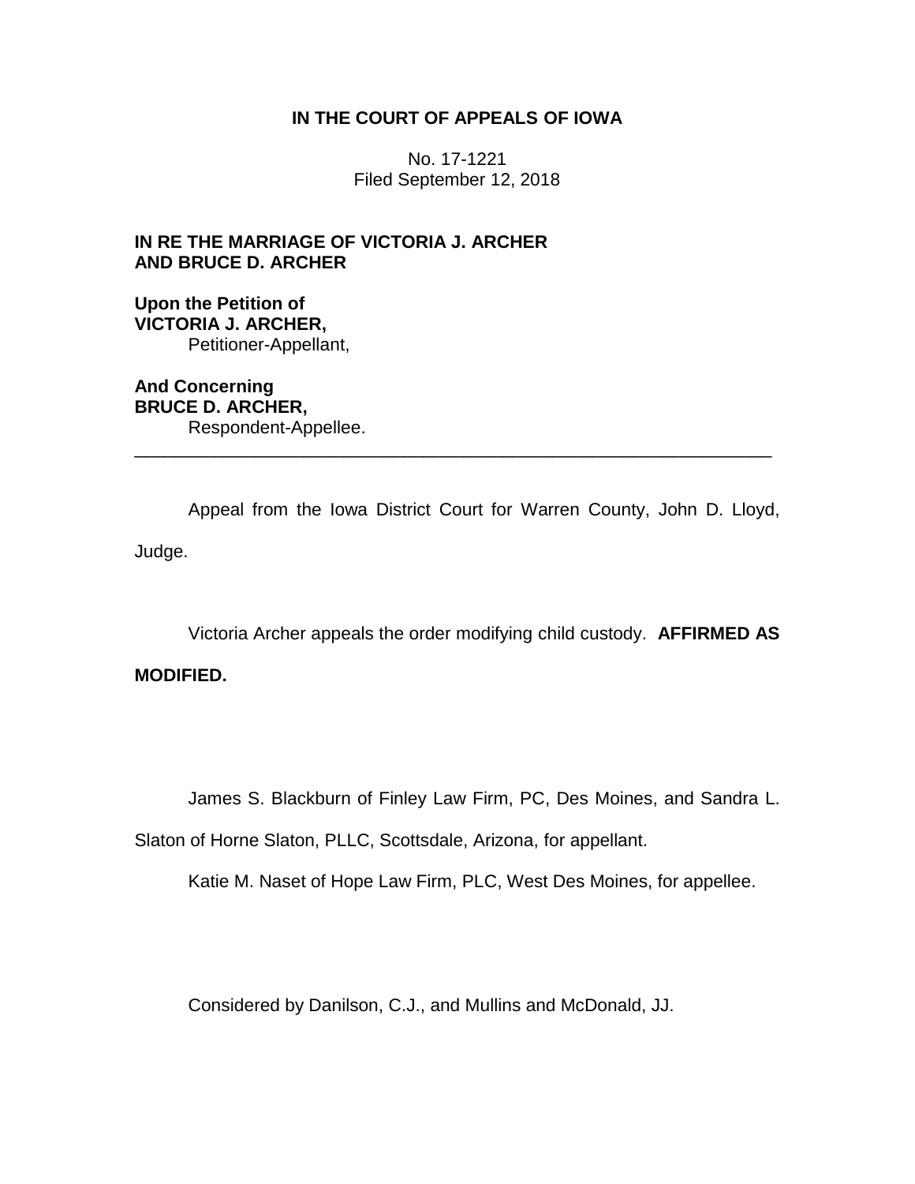**IN THE COURT OF APPEALS OF IOWA**

No. 17-1221
Filed September 12, 2018

**IN RE THE MARRIAGE OF VICTORIA J. ARCHER AND BRUCE D. ARCHER**

**Upon the Petition of**
**VICTORIA J. ARCHER,**
Petitioner-Appellant,

**And Concerning**
**BRUCE D. ARCHER,**
Respondent-Appellee.

---

Appeal from the Iowa District Court for Warren County, John D. Lloyd, Judge.

Victoria Archer appeals the order modifying child custody. **AFFIRMED AS MODIFIED.**

James S. Blackburn of Finley Law Firm, PC, Des Moines, and Sandra L. Slaton of Horne Slaton, PLLC, Scottsdale, Arizona, for appellant.

Katie M. Naset of Hope Law Firm, PLC, West Des Moines, for appellee.

Considered by Danilson, C.J., and Mullins and McDonald, JJ.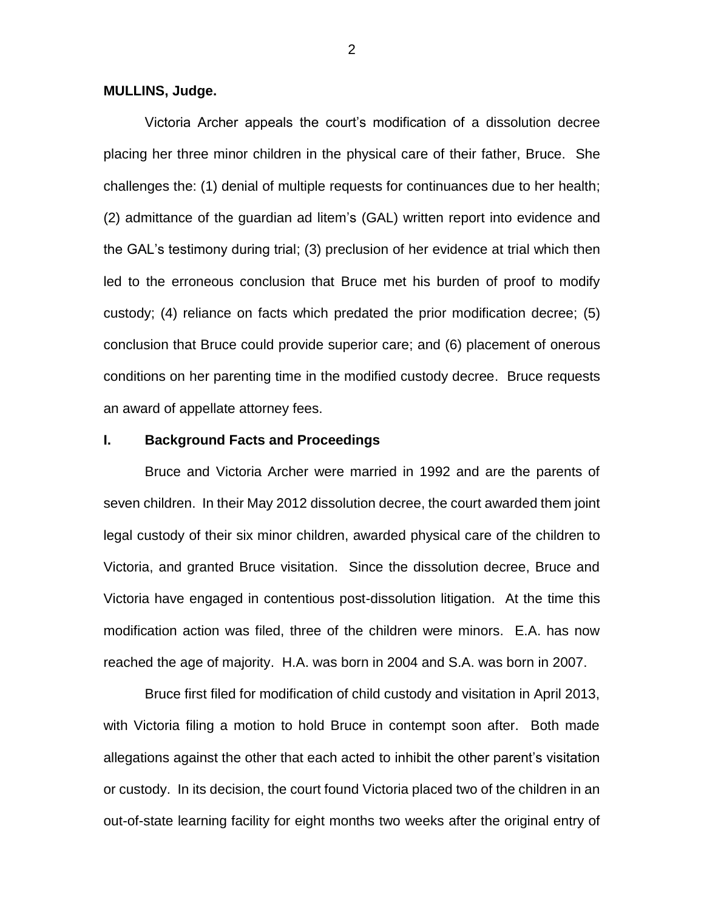**MULLINS, Judge.**

Victoria Archer appeals the court's modification of a dissolution decree placing her three minor children in the physical care of their father, Bruce. She challenges the: (1) denial of multiple requests for continuances due to her health; (2) admittance of the guardian ad litem's (GAL) written report into evidence and the GAL's testimony during trial; (3) preclusion of her evidence at trial which then led to the erroneous conclusion that Bruce met his burden of proof to modify custody; (4) reliance on facts which predated the prior modification decree; (5) conclusion that Bruce could provide superior care; and (6) placement of onerous conditions on her parenting time in the modified custody decree. Bruce requests an award of appellate attorney fees.

## I. Background Facts and Proceedings

Bruce and Victoria Archer were married in 1992 and are the parents of seven children. In their May 2012 dissolution decree, the court awarded them joint legal custody of their six minor children, awarded physical care of the children to Victoria, and granted Bruce visitation. Since the dissolution decree, Bruce and Victoria have engaged in contentious post-dissolution litigation. At the time this modification action was filed, three of the children were minors. E.A. has now reached the age of majority. H.A. was born in 2004 and S.A. was born in 2007.

Bruce first filed for modification of child custody and visitation in April 2013, with Victoria filing a motion to hold Bruce in contempt soon after. Both made allegations against the other that each acted to inhibit the other parent's visitation or custody. In its decision, the court found Victoria placed two of the children in an out-of-state learning facility for eight months two weeks after the original entry of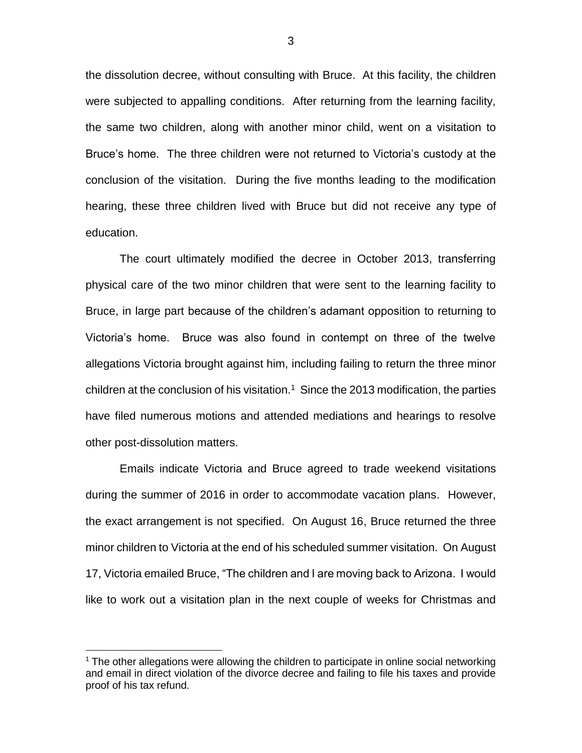the dissolution decree, without consulting with Bruce. At this facility, the children were subjected to appalling conditions. After returning from the learning facility, the same two children, along with another minor child, went on a visitation to Bruce's home. The three children were not returned to Victoria's custody at the conclusion of the visitation. During the five months leading to the modification hearing, these three children lived with Bruce but did not receive any type of education.

The court ultimately modified the decree in October 2013, transferring physical care of the two minor children that were sent to the learning facility to Bruce, in large part because of the children's adamant opposition to returning to Victoria's home. Bruce was also found in contempt on three of the twelve allegations Victoria brought against him, including failing to return the three minor children at the conclusion of his visitation.[1] Since the 2013 modification, the parties have filed numerous motions and attended mediations and hearings to resolve other post-dissolution matters.

Emails indicate Victoria and Bruce agreed to trade weekend visitations during the summer of 2016 in order to accommodate vacation plans. However, the exact arrangement is not specified. On August 16, Bruce returned the three minor children to Victoria at the end of his scheduled summer visitation. On August 17, Victoria emailed Bruce, "The children and I are moving back to Arizona. I would like to work out a visitation plan in the next couple of weeks for Christmas and

[1] The other allegations were allowing the children to participate in online social networking and email in direct violation of the divorce decree and failing to file his taxes and provide proof of his tax refund.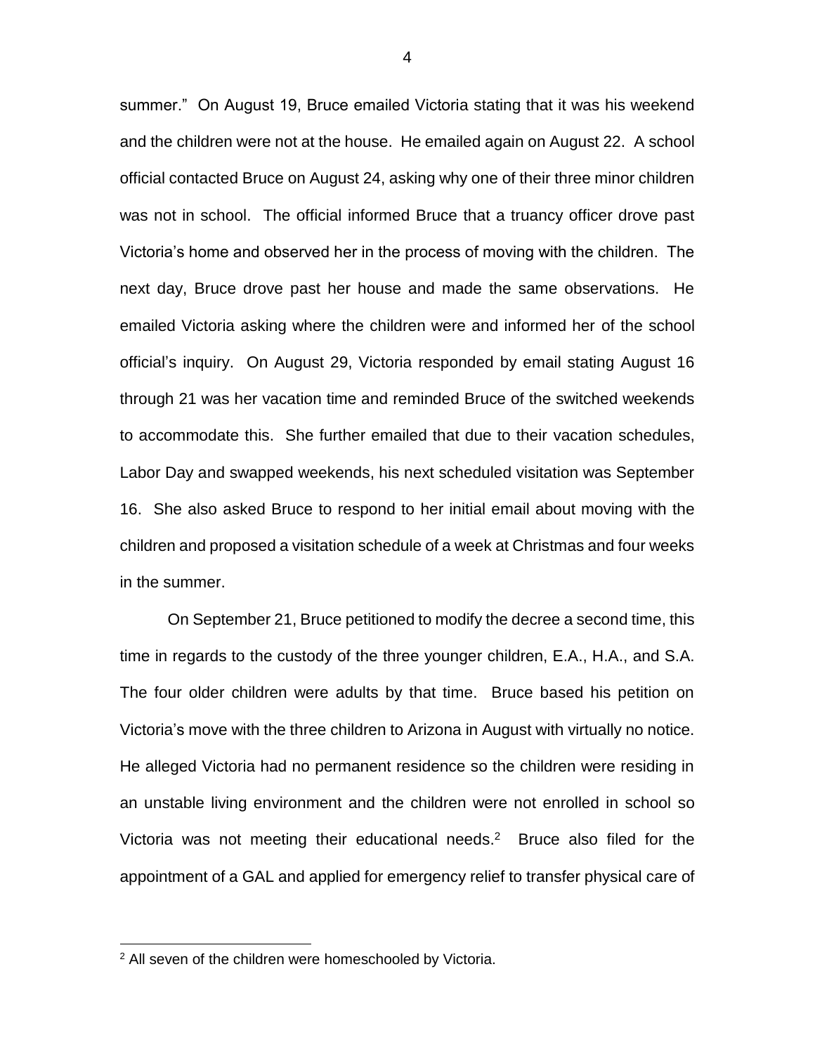summer." On August 19, Bruce emailed Victoria stating that it was his weekend and the children were not at the house. He emailed again on August 22. A school official contacted Bruce on August 24, asking why one of their three minor children was not in school. The official informed Bruce that a truancy officer drove past Victoria's home and observed her in the process of moving with the children. The next day, Bruce drove past her house and made the same observations. He emailed Victoria asking where the children were and informed her of the school official's inquiry. On August 29, Victoria responded by email stating August 16 through 21 was her vacation time and reminded Bruce of the switched weekends to accommodate this. She further emailed that due to their vacation schedules, Labor Day and swapped weekends, his next scheduled visitation was September 16. She also asked Bruce to respond to her initial email about moving with the children and proposed a visitation schedule of a week at Christmas and four weeks in the summer.

On September 21, Bruce petitioned to modify the decree a second time, this time in regards to the custody of the three younger children, E.A., H.A., and S.A. The four older children were adults by that time. Bruce based his petition on Victoria's move with the three children to Arizona in August with virtually no notice. He alleged Victoria had no permanent residence so the children were residing in an unstable living environment and the children were not enrolled in school so Victoria was not meeting their educational needs.[2] Bruce also filed for the appointment of a GAL and applied for emergency relief to transfer physical care of

[2] All seven of the children were homeschooled by Victoria.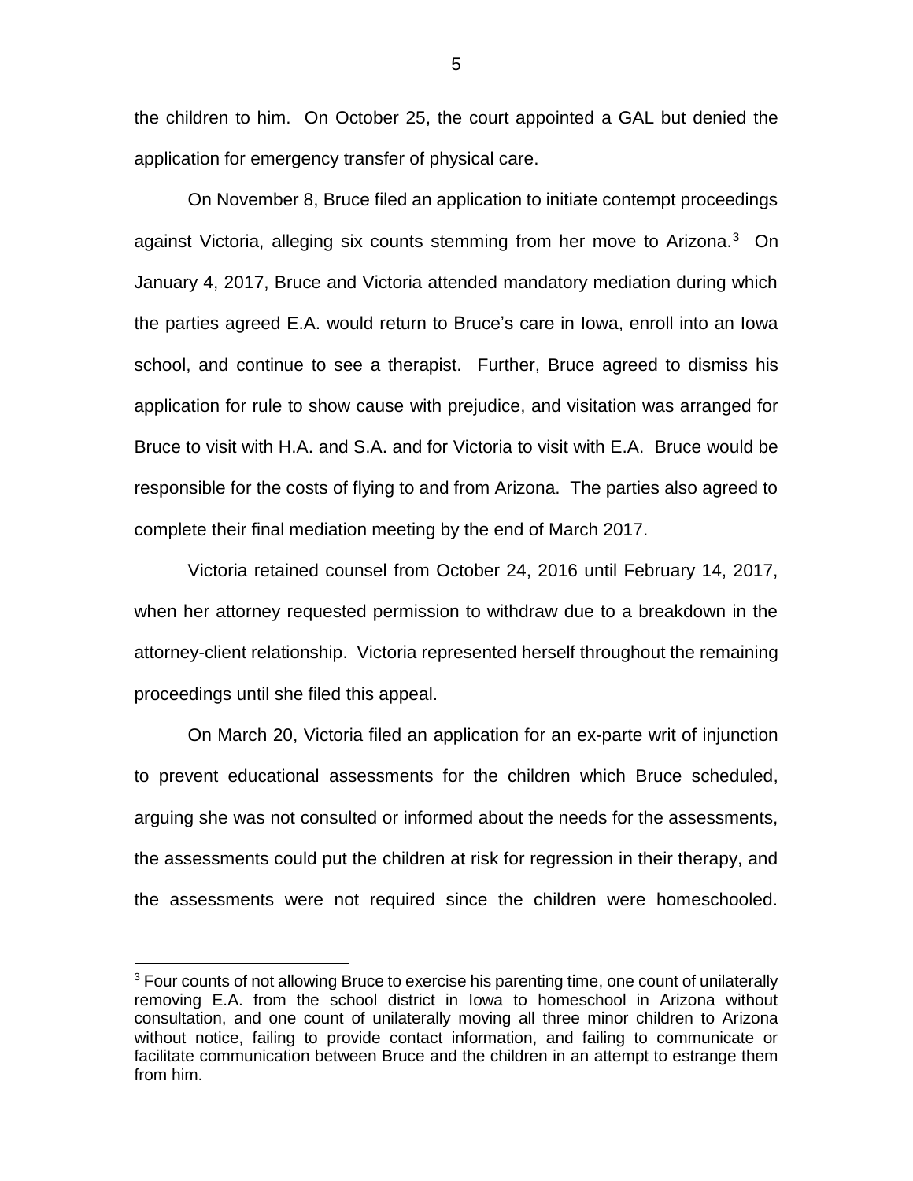the children to him. On October 25, the court appointed a GAL but denied the application for emergency transfer of physical care.

On November 8, Bruce filed an application to initiate contempt proceedings against Victoria, alleging six counts stemming from her move to Arizona.[3] On January 4, 2017, Bruce and Victoria attended mandatory mediation during which the parties agreed E.A. would return to Bruce's care in Iowa, enroll into an Iowa school, and continue to see a therapist. Further, Bruce agreed to dismiss his application for rule to show cause with prejudice, and visitation was arranged for Bruce to visit with H.A. and S.A. and for Victoria to visit with E.A. Bruce would be responsible for the costs of flying to and from Arizona. The parties also agreed to complete their final mediation meeting by the end of March 2017.

Victoria retained counsel from October 24, 2016 until February 14, 2017, when her attorney requested permission to withdraw due to a breakdown in the attorney-client relationship. Victoria represented herself throughout the remaining proceedings until she filed this appeal.

On March 20, Victoria filed an application for an ex-parte writ of injunction to prevent educational assessments for the children which Bruce scheduled, arguing she was not consulted or informed about the needs for the assessments, the assessments could put the children at risk for regression in their therapy, and the assessments were not required since the children were homeschooled.

[3] Four counts of not allowing Bruce to exercise his parenting time, one count of unilaterally removing E.A. from the school district in Iowa to homeschool in Arizona without consultation, and one count of unilaterally moving all three minor children to Arizona without notice, failing to provide contact information, and failing to communicate or facilitate communication between Bruce and the children in an attempt to estrange them from him.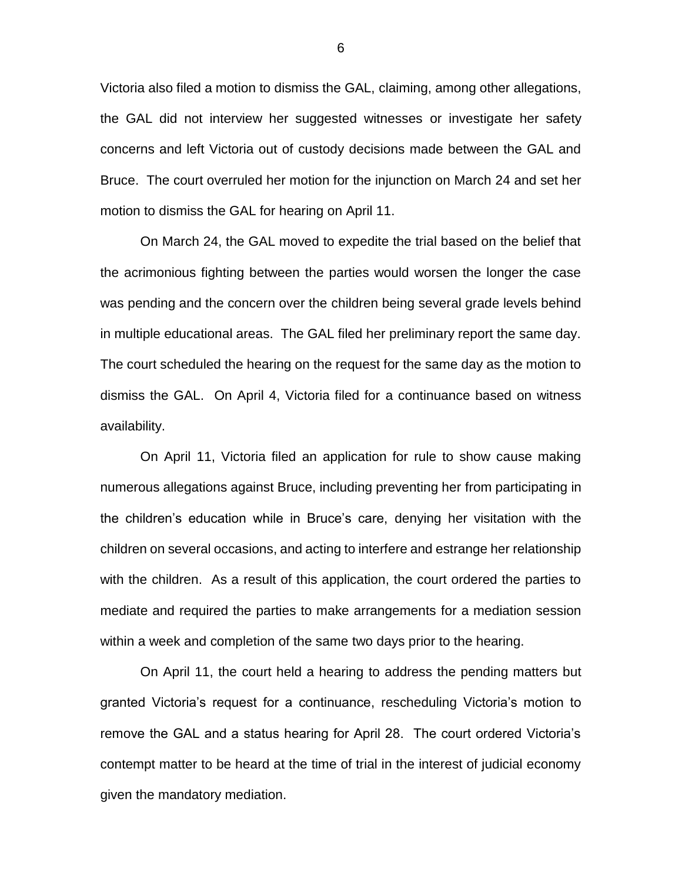Victoria also filed a motion to dismiss the GAL, claiming, among other allegations, the GAL did not interview her suggested witnesses or investigate her safety concerns and left Victoria out of custody decisions made between the GAL and Bruce. The court overruled her motion for the injunction on March 24 and set her motion to dismiss the GAL for hearing on April 11.

On March 24, the GAL moved to expedite the trial based on the belief that the acrimonious fighting between the parties would worsen the longer the case was pending and the concern over the children being several grade levels behind in multiple educational areas. The GAL filed her preliminary report the same day. The court scheduled the hearing on the request for the same day as the motion to dismiss the GAL. On April 4, Victoria filed for a continuance based on witness availability.

On April 11, Victoria filed an application for rule to show cause making numerous allegations against Bruce, including preventing her from participating in the children's education while in Bruce's care, denying her visitation with the children on several occasions, and acting to interfere and estrange her relationship with the children. As a result of this application, the court ordered the parties to mediate and required the parties to make arrangements for a mediation session within a week and completion of the same two days prior to the hearing.

On April 11, the court held a hearing to address the pending matters but granted Victoria's request for a continuance, rescheduling Victoria's motion to remove the GAL and a status hearing for April 28. The court ordered Victoria's contempt matter to be heard at the time of trial in the interest of judicial economy given the mandatory mediation.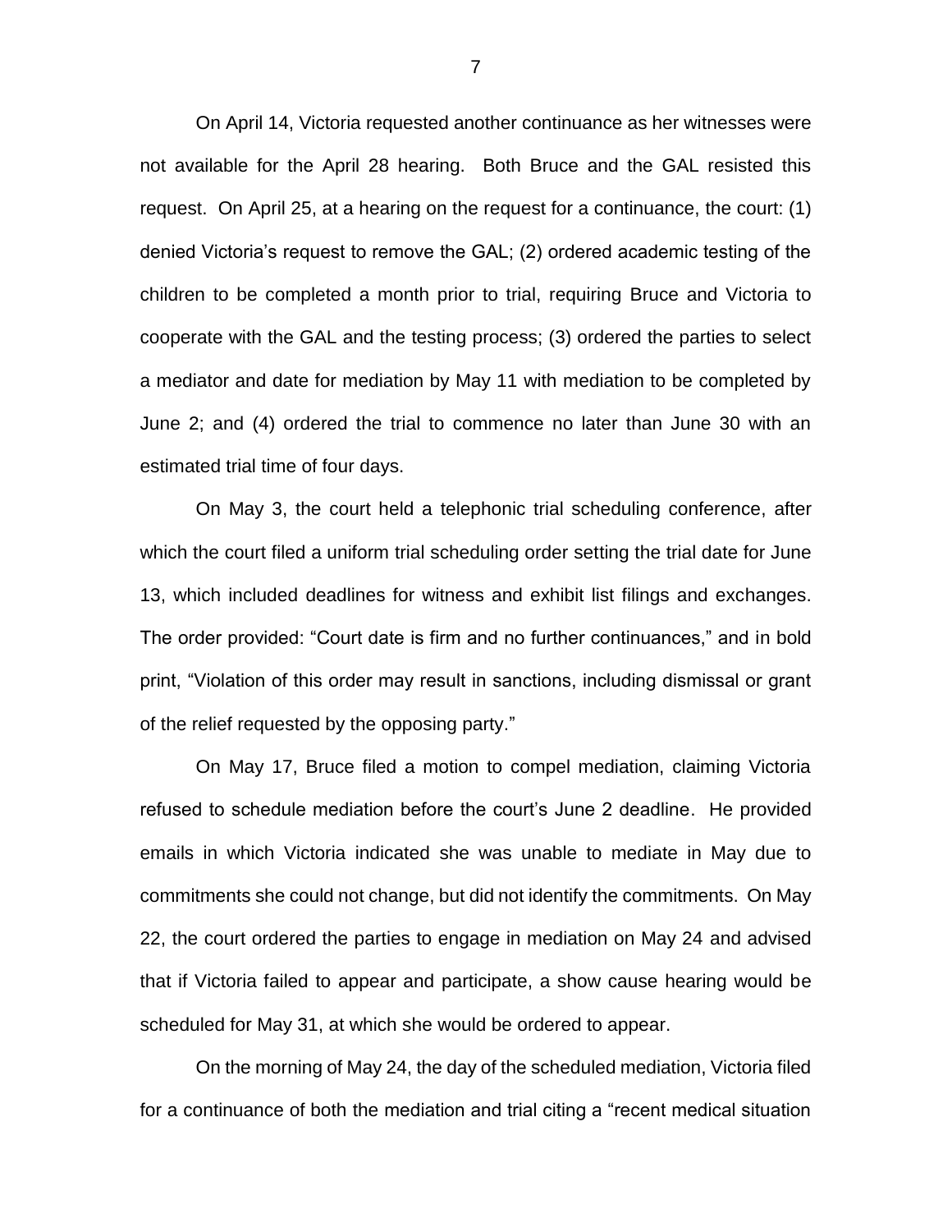On April 14, Victoria requested another continuance as her witnesses were not available for the April 28 hearing. Both Bruce and the GAL resisted this request. On April 25, at a hearing on the request for a continuance, the court: (1) denied Victoria's request to remove the GAL; (2) ordered academic testing of the children to be completed a month prior to trial, requiring Bruce and Victoria to cooperate with the GAL and the testing process; (3) ordered the parties to select a mediator and date for mediation by May 11 with mediation to be completed by June 2; and (4) ordered the trial to commence no later than June 30 with an estimated trial time of four days.

On May 3, the court held a telephonic trial scheduling conference, after which the court filed a uniform trial scheduling order setting the trial date for June 13, which included deadlines for witness and exhibit list filings and exchanges. The order provided: "Court date is firm and no further continuances," and in bold print, "Violation of this order may result in sanctions, including dismissal or grant of the relief requested by the opposing party."

On May 17, Bruce filed a motion to compel mediation, claiming Victoria refused to schedule mediation before the court's June 2 deadline. He provided emails in which Victoria indicated she was unable to mediate in May due to commitments she could not change, but did not identify the commitments. On May 22, the court ordered the parties to engage in mediation on May 24 and advised that if Victoria failed to appear and participate, a show cause hearing would be scheduled for May 31, at which she would be ordered to appear.

On the morning of May 24, the day of the scheduled mediation, Victoria filed for a continuance of both the mediation and trial citing a "recent medical situation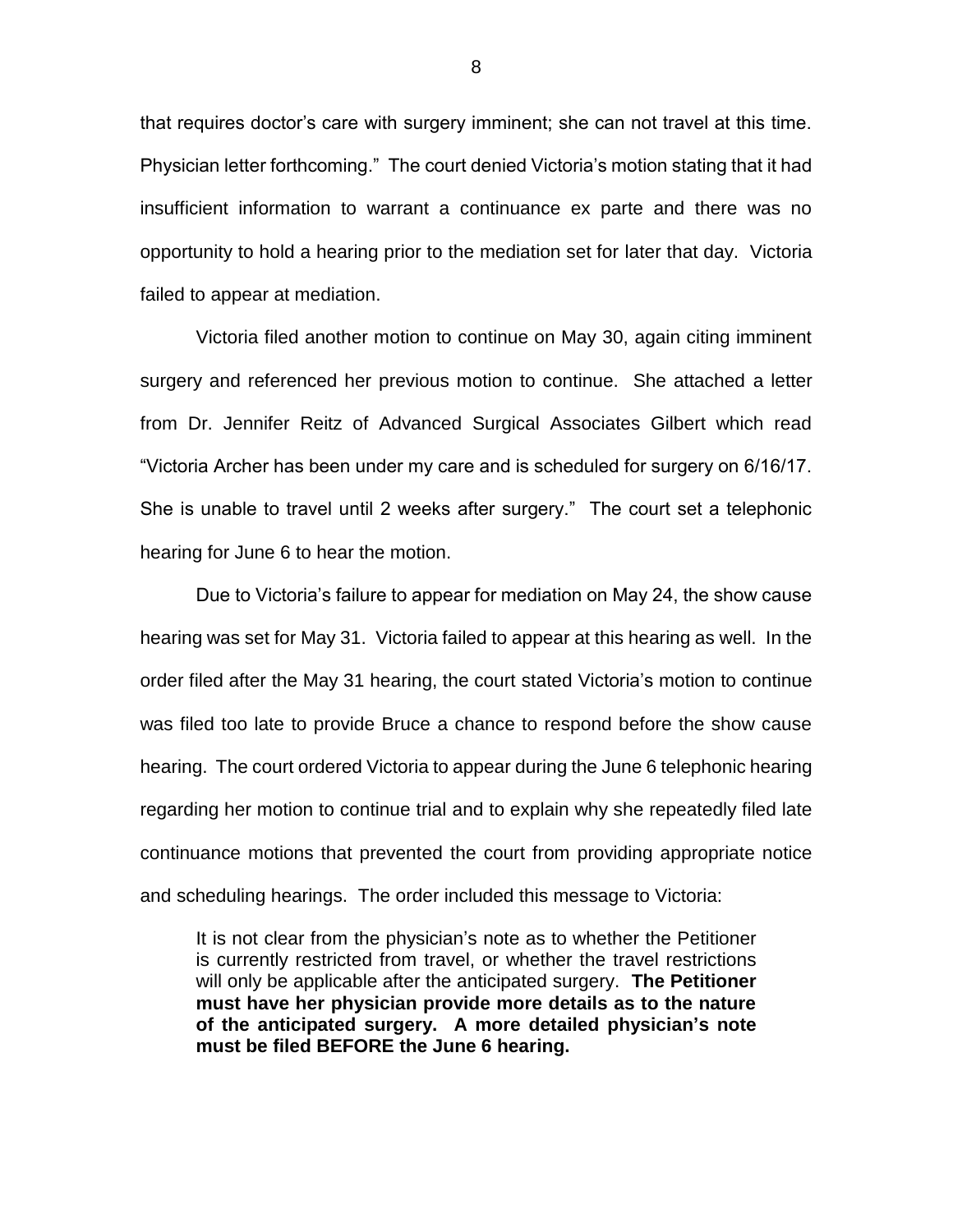that requires doctor's care with surgery imminent; she can not travel at this time. Physician letter forthcoming." The court denied Victoria's motion stating that it had insufficient information to warrant a continuance ex parte and there was no opportunity to hold a hearing prior to the mediation set for later that day. Victoria failed to appear at mediation.

Victoria filed another motion to continue on May 30, again citing imminent surgery and referenced her previous motion to continue. She attached a letter from Dr. Jennifer Reitz of Advanced Surgical Associates Gilbert which read "Victoria Archer has been under my care and is scheduled for surgery on 6/16/17. She is unable to travel until 2 weeks after surgery." The court set a telephonic hearing for June 6 to hear the motion.

Due to Victoria's failure to appear for mediation on May 24, the show cause hearing was set for May 31. Victoria failed to appear at this hearing as well. In the order filed after the May 31 hearing, the court stated Victoria's motion to continue was filed too late to provide Bruce a chance to respond before the show cause hearing. The court ordered Victoria to appear during the June 6 telephonic hearing regarding her motion to continue trial and to explain why she repeatedly filed late continuance motions that prevented the court from providing appropriate notice and scheduling hearings. The order included this message to Victoria:

> It is not clear from the physician's note as to whether the Petitioner is currently restricted from travel, or whether the travel restrictions will only be applicable after the anticipated surgery. **The Petitioner must have her physician provide more details as to the nature of the anticipated surgery. A more detailed physician's note must be filed BEFORE the June 6 hearing.**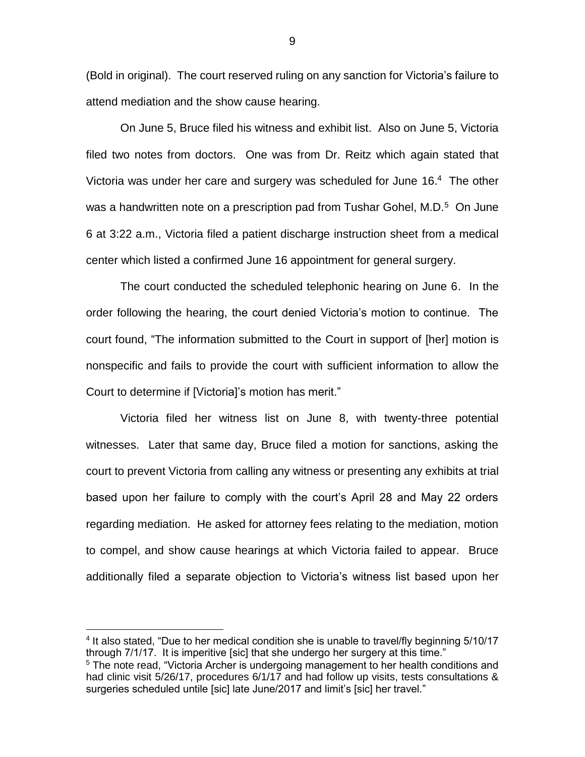(Bold in original). The court reserved ruling on any sanction for Victoria's failure to attend mediation and the show cause hearing.

On June 5, Bruce filed his witness and exhibit list. Also on June 5, Victoria filed two notes from doctors. One was from Dr. Reitz which again stated that Victoria was under her care and surgery was scheduled for June 16.[4] The other was a handwritten note on a prescription pad from Tushar Gohel, M.D.[5] On June 6 at 3:22 a.m., Victoria filed a patient discharge instruction sheet from a medical center which listed a confirmed June 16 appointment for general surgery.

The court conducted the scheduled telephonic hearing on June 6. In the order following the hearing, the court denied Victoria's motion to continue. The court found, "The information submitted to the Court in support of [her] motion is nonspecific and fails to provide the court with sufficient information to allow the Court to determine if [Victoria]'s motion has merit."

Victoria filed her witness list on June 8, with twenty-three potential witnesses. Later that same day, Bruce filed a motion for sanctions, asking the court to prevent Victoria from calling any witness or presenting any exhibits at trial based upon her failure to comply with the court's April 28 and May 22 orders regarding mediation. He asked for attorney fees relating to the mediation, motion to compel, and show cause hearings at which Victoria failed to appear. Bruce additionally filed a separate objection to Victoria's witness list based upon her

---

[4] It also stated, "Due to her medical condition she is unable to travel/fly beginning 5/10/17 through 7/1/17. It is imperitive [sic] that she undergo her surgery at this time."

[5] The note read, "Victoria Archer is undergoing management to her health conditions and had clinic visit 5/26/17, procedures 6/1/17 and had follow up visits, tests consultations & surgeries scheduled untile [sic] late June/2017 and limit's [sic] her travel."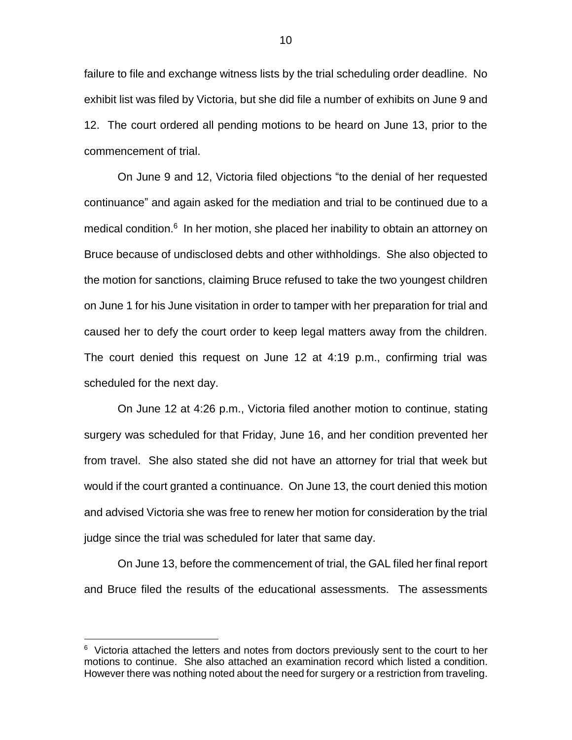failure to file and exchange witness lists by the trial scheduling order deadline. No exhibit list was filed by Victoria, but she did file a number of exhibits on June 9 and 12. The court ordered all pending motions to be heard on June 13, prior to the commencement of trial.

On June 9 and 12, Victoria filed objections "to the denial of her requested continuance" and again asked for the mediation and trial to be continued due to a medical condition.[6] In her motion, she placed her inability to obtain an attorney on Bruce because of undisclosed debts and other withholdings. She also objected to the motion for sanctions, claiming Bruce refused to take the two youngest children on June 1 for his June visitation in order to tamper with her preparation for trial and caused her to defy the court order to keep legal matters away from the children. The court denied this request on June 12 at 4:19 p.m., confirming trial was scheduled for the next day.

On June 12 at 4:26 p.m., Victoria filed another motion to continue, stating surgery was scheduled for that Friday, June 16, and her condition prevented her from travel. She also stated she did not have an attorney for trial that week but would if the court granted a continuance. On June 13, the court denied this motion and advised Victoria she was free to renew her motion for consideration by the trial judge since the trial was scheduled for later that same day.

On June 13, before the commencement of trial, the GAL filed her final report and Bruce filed the results of the educational assessments. The assessments

---

[6] Victoria attached the letters and notes from doctors previously sent to the court to her motions to continue. She also attached an examination record which listed a condition. However there was nothing noted about the need for surgery or a restriction from traveling.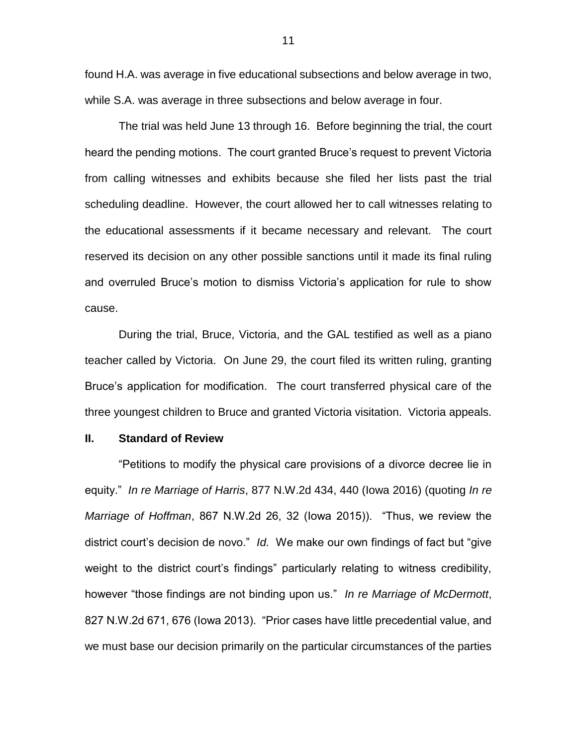found H.A. was average in five educational subsections and below average in two, while S.A. was average in three subsections and below average in four.

The trial was held June 13 through 16. Before beginning the trial, the court heard the pending motions. The court granted Bruce's request to prevent Victoria from calling witnesses and exhibits because she filed her lists past the trial scheduling deadline. However, the court allowed her to call witnesses relating to the educational assessments if it became necessary and relevant. The court reserved its decision on any other possible sanctions until it made its final ruling and overruled Bruce's motion to dismiss Victoria's application for rule to show cause.

During the trial, Bruce, Victoria, and the GAL testified as well as a piano teacher called by Victoria. On June 29, the court filed its written ruling, granting Bruce's application for modification. The court transferred physical care of the three youngest children to Bruce and granted Victoria visitation. Victoria appeals.

## II. Standard of Review

"Petitions to modify the physical care provisions of a divorce decree lie in equity." *In re Marriage of Harris*, 877 N.W.2d 434, 440 (Iowa 2016) (quoting *In re Marriage of Hoffman*, 867 N.W.2d 26, 32 (Iowa 2015)). "Thus, we review the district court's decision de novo." *Id.* We make our own findings of fact but "give weight to the district court's findings" particularly relating to witness credibility, however "those findings are not binding upon us." *In re Marriage of McDermott*, 827 N.W.2d 671, 676 (Iowa 2013). "Prior cases have little precedential value, and we must base our decision primarily on the particular circumstances of the parties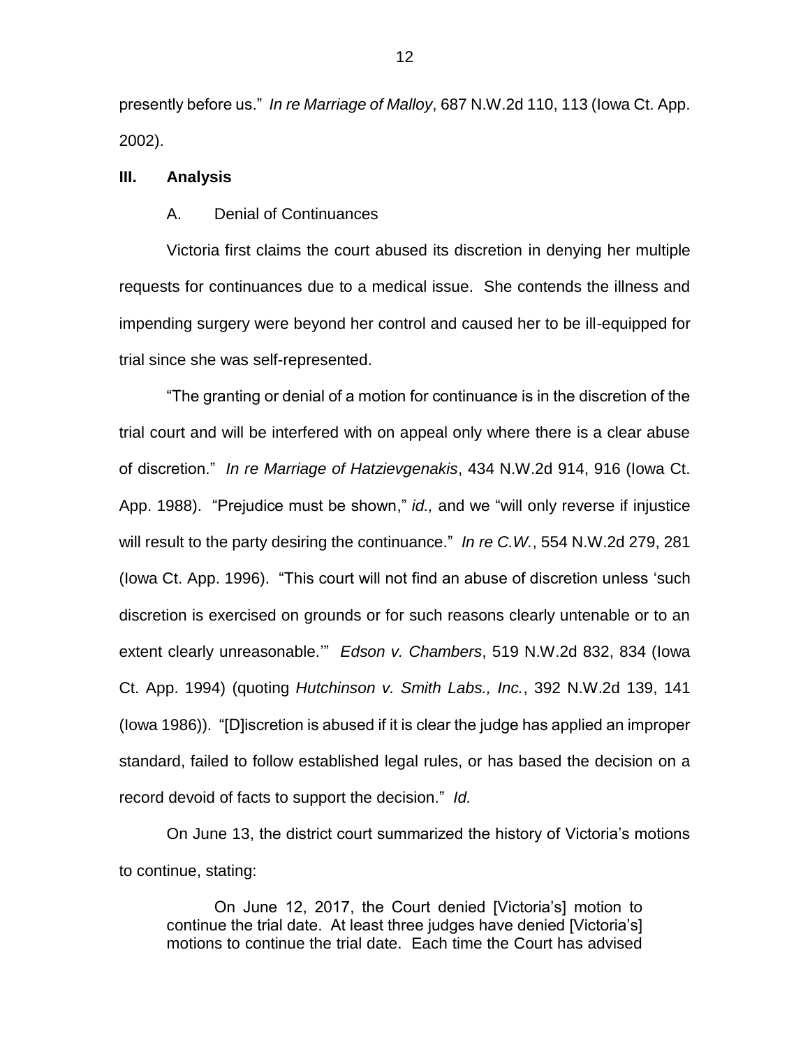presently before us." *In re Marriage of Malloy*, 687 N.W.2d 110, 113 (Iowa Ct. App. 2002).

## III. Analysis

### A. Denial of Continuances

Victoria first claims the court abused its discretion in denying her multiple requests for continuances due to a medical issue. She contends the illness and impending surgery were beyond her control and caused her to be ill-equipped for trial since she was self-represented.

"The granting or denial of a motion for continuance is in the discretion of the trial court and will be interfered with on appeal only where there is a clear abuse of discretion." *In re Marriage of Hatzievgenakis*, 434 N.W.2d 914, 916 (Iowa Ct. App. 1988). "Prejudice must be shown," *id.,* and we "will only reverse if injustice will result to the party desiring the continuance." *In re C.W.*, 554 N.W.2d 279, 281 (Iowa Ct. App. 1996). "This court will not find an abuse of discretion unless 'such discretion is exercised on grounds or for such reasons clearly untenable or to an extent clearly unreasonable.'" *Edson v. Chambers*, 519 N.W.2d 832, 834 (Iowa Ct. App. 1994) (quoting *Hutchinson v. Smith Labs., Inc.*, 392 N.W.2d 139, 141 (Iowa 1986)). "[D]iscretion is abused if it is clear the judge has applied an improper standard, failed to follow established legal rules, or has based the decision on a record devoid of facts to support the decision." *Id.*

On June 13, the district court summarized the history of Victoria's motions to continue, stating:

> On June 12, 2017, the Court denied [Victoria's] motion to continue the trial date. At least three judges have denied [Victoria's] motions to continue the trial date. Each time the Court has advised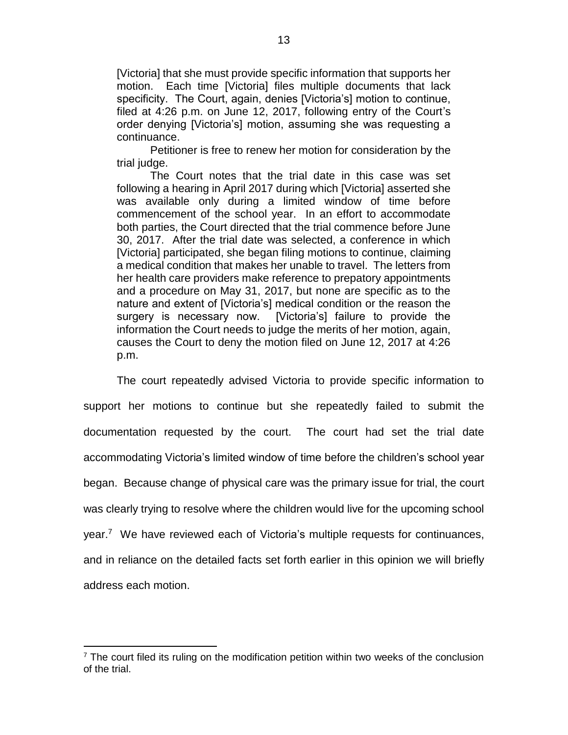> [Victoria] that she must provide specific information that supports her motion. Each time [Victoria] files multiple documents that lack specificity. The Court, again, denies [Victoria's] motion to continue, filed at 4:26 p.m. on June 12, 2017, following entry of the Court's order denying [Victoria's] motion, assuming she was requesting a continuance.
>
> Petitioner is free to renew her motion for consideration by the trial judge.
>
> The Court notes that the trial date in this case was set following a hearing in April 2017 during which [Victoria] asserted she was available only during a limited window of time before commencement of the school year. In an effort to accommodate both parties, the Court directed that the trial commence before June 30, 2017. After the trial date was selected, a conference in which [Victoria] participated, she began filing motions to continue, claiming a medical condition that makes her unable to travel. The letters from her health care providers make reference to prepatory appointments and a procedure on May 31, 2017, but none are specific as to the nature and extent of [Victoria's] medical condition or the reason the surgery is necessary now. [Victoria's] failure to provide the information the Court needs to judge the merits of her motion, again, causes the Court to deny the motion filed on June 12, 2017 at 4:26 p.m.

The court repeatedly advised Victoria to provide specific information to support her motions to continue but she repeatedly failed to submit the documentation requested by the court. The court had set the trial date accommodating Victoria's limited window of time before the children's school year began. Because change of physical care was the primary issue for trial, the court was clearly trying to resolve where the children would live for the upcoming school year.[7] We have reviewed each of Victoria's multiple requests for continuances, and in reliance on the detailed facts set forth earlier in this opinion we will briefly address each motion.

[7] The court filed its ruling on the modification petition within two weeks of the conclusion of the trial.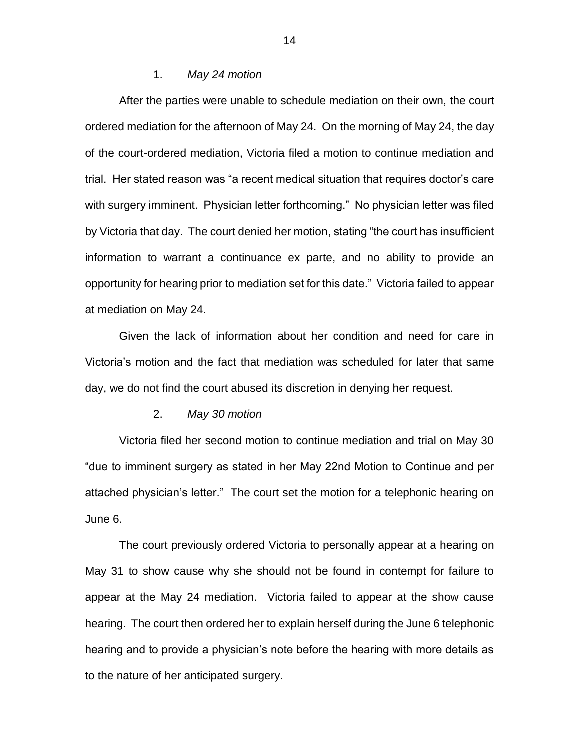1. *May 24 motion*

After the parties were unable to schedule mediation on their own, the court ordered mediation for the afternoon of May 24. On the morning of May 24, the day of the court-ordered mediation, Victoria filed a motion to continue mediation and trial. Her stated reason was "a recent medical situation that requires doctor's care with surgery imminent. Physician letter forthcoming." No physician letter was filed by Victoria that day. The court denied her motion, stating "the court has insufficient information to warrant a continuance ex parte, and no ability to provide an opportunity for hearing prior to mediation set for this date." Victoria failed to appear at mediation on May 24.

Given the lack of information about her condition and need for care in Victoria's motion and the fact that mediation was scheduled for later that same day, we do not find the court abused its discretion in denying her request.

2. *May 30 motion*

Victoria filed her second motion to continue mediation and trial on May 30 "due to imminent surgery as stated in her May 22nd Motion to Continue and per attached physician's letter." The court set the motion for a telephonic hearing on June 6.

The court previously ordered Victoria to personally appear at a hearing on May 31 to show cause why she should not be found in contempt for failure to appear at the May 24 mediation. Victoria failed to appear at the show cause hearing. The court then ordered her to explain herself during the June 6 telephonic hearing and to provide a physician's note before the hearing with more details as to the nature of her anticipated surgery.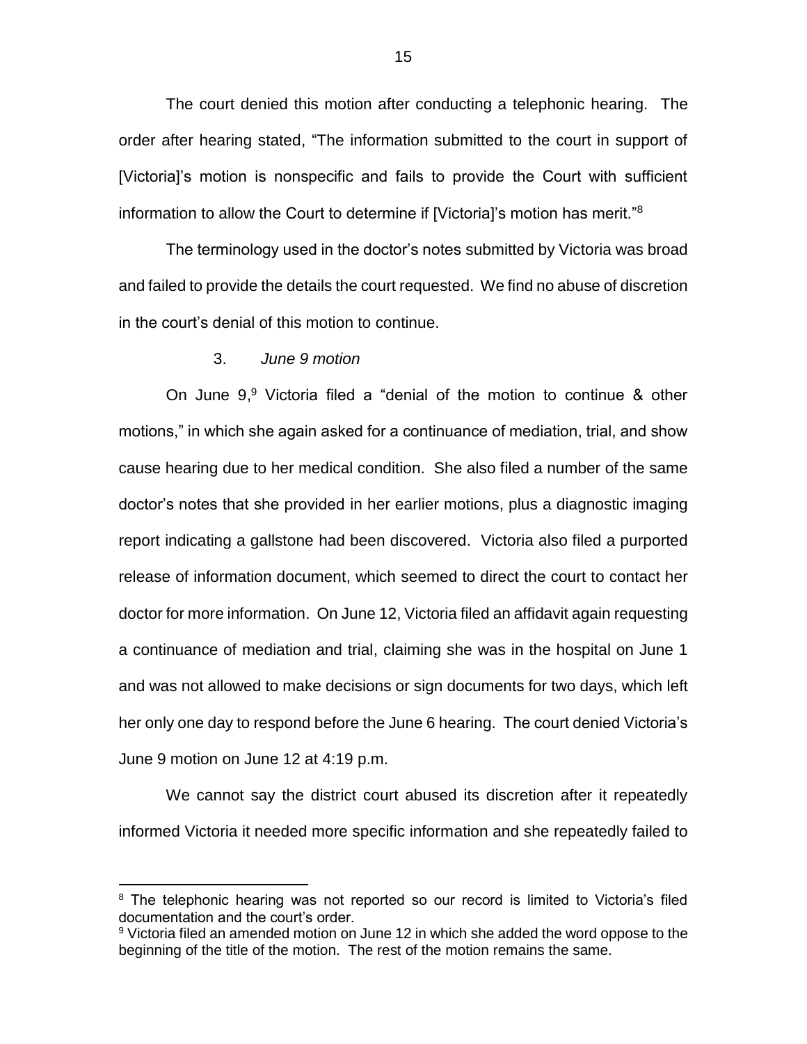The court denied this motion after conducting a telephonic hearing. The order after hearing stated, "The information submitted to the court in support of [Victoria]'s motion is nonspecific and fails to provide the Court with sufficient information to allow the Court to determine if [Victoria]'s motion has merit."[8]

The terminology used in the doctor's notes submitted by Victoria was broad and failed to provide the details the court requested. We find no abuse of discretion in the court's denial of this motion to continue.

3. *June 9 motion*

On June 9,[9] Victoria filed a "denial of the motion to continue & other motions," in which she again asked for a continuance of mediation, trial, and show cause hearing due to her medical condition. She also filed a number of the same doctor's notes that she provided in her earlier motions, plus a diagnostic imaging report indicating a gallstone had been discovered. Victoria also filed a purported release of information document, which seemed to direct the court to contact her doctor for more information. On June 12, Victoria filed an affidavit again requesting a continuance of mediation and trial, claiming she was in the hospital on June 1 and was not allowed to make decisions or sign documents for two days, which left her only one day to respond before the June 6 hearing. The court denied Victoria's June 9 motion on June 12 at 4:19 p.m.

We cannot say the district court abused its discretion after it repeatedly informed Victoria it needed more specific information and she repeatedly failed to

---

[8] The telephonic hearing was not reported so our record is limited to Victoria's filed documentation and the court's order.

[9] Victoria filed an amended motion on June 12 in which she added the word oppose to the beginning of the title of the motion. The rest of the motion remains the same.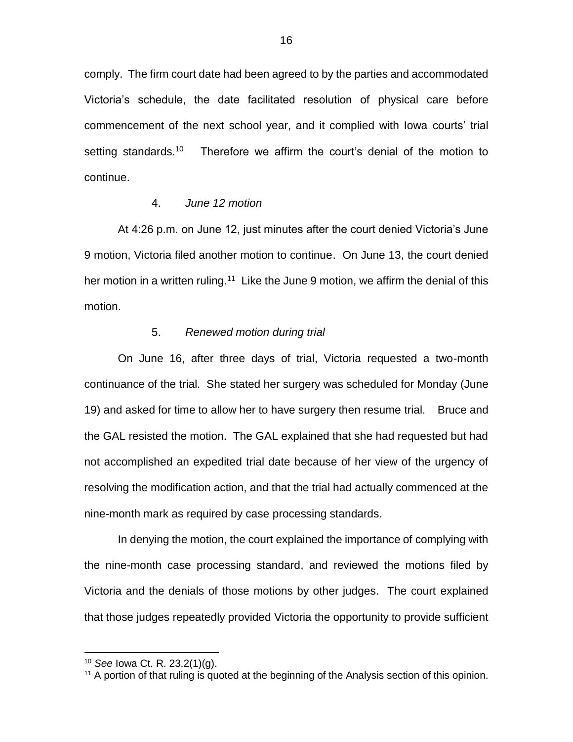comply. The firm court date had been agreed to by the parties and accommodated Victoria's schedule, the date facilitated resolution of physical care before commencement of the next school year, and it complied with Iowa courts' trial setting standards.[10] Therefore we affirm the court's denial of the motion to continue.

4. *June 12 motion*

At 4:26 p.m. on June 12, just minutes after the court denied Victoria's June 9 motion, Victoria filed another motion to continue. On June 13, the court denied her motion in a written ruling.[11] Like the June 9 motion, we affirm the denial of this motion.

5. *Renewed motion during trial*

On June 16, after three days of trial, Victoria requested a two-month continuance of the trial. She stated her surgery was scheduled for Monday (June 19) and asked for time to allow her to have surgery then resume trial. Bruce and the GAL resisted the motion. The GAL explained that she had requested but had not accomplished an expedited trial date because of her view of the urgency of resolving the modification action, and that the trial had actually commenced at the nine-month mark as required by case processing standards.

In denying the motion, the court explained the importance of complying with the nine-month case processing standard, and reviewed the motions filed by Victoria and the denials of those motions by other judges. The court explained that those judges repeatedly provided Victoria the opportunity to provide sufficient

---

[10] *See* Iowa Ct. R. 23.2(1)(g).

[11] A portion of that ruling is quoted at the beginning of the Analysis section of this opinion.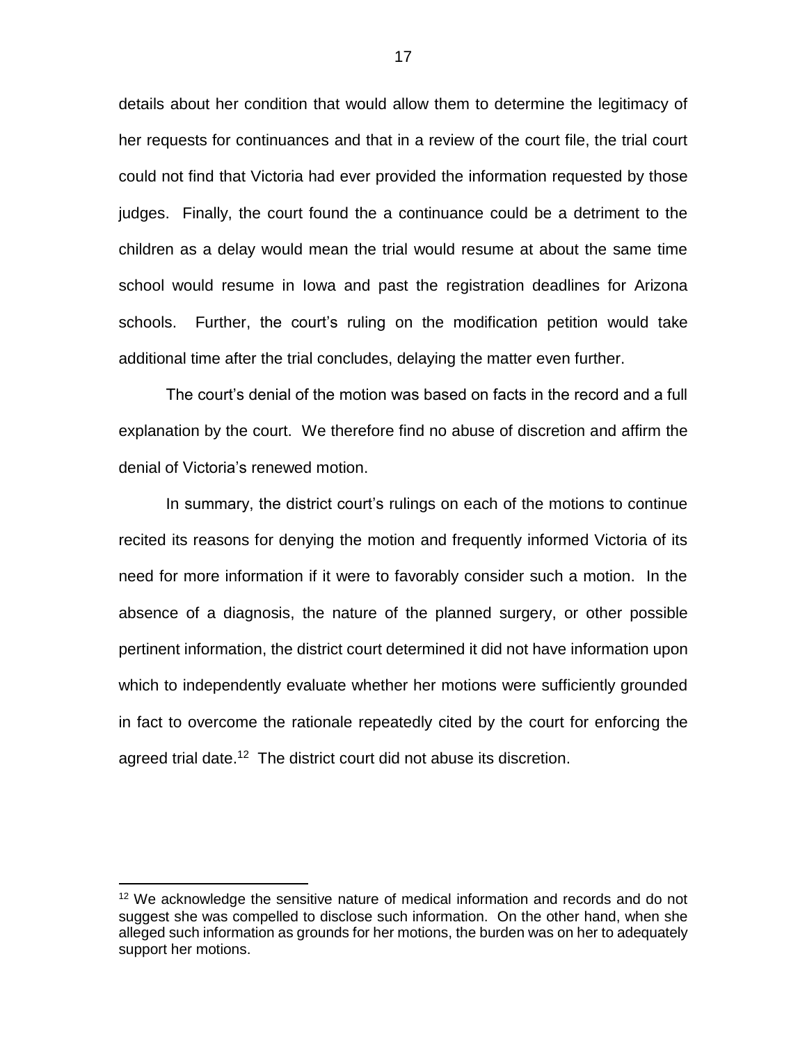details about her condition that would allow them to determine the legitimacy of her requests for continuances and that in a review of the court file, the trial court could not find that Victoria had ever provided the information requested by those judges. Finally, the court found the a continuance could be a detriment to the children as a delay would mean the trial would resume at about the same time school would resume in Iowa and past the registration deadlines for Arizona schools. Further, the court's ruling on the modification petition would take additional time after the trial concludes, delaying the matter even further.

The court's denial of the motion was based on facts in the record and a full explanation by the court. We therefore find no abuse of discretion and affirm the denial of Victoria's renewed motion.

In summary, the district court's rulings on each of the motions to continue recited its reasons for denying the motion and frequently informed Victoria of its need for more information if it were to favorably consider such a motion. In the absence of a diagnosis, the nature of the planned surgery, or other possible pertinent information, the district court determined it did not have information upon which to independently evaluate whether her motions were sufficiently grounded in fact to overcome the rationale repeatedly cited by the court for enforcing the agreed trial date.[12] The district court did not abuse its discretion.

---

[12] We acknowledge the sensitive nature of medical information and records and do not suggest she was compelled to disclose such information. On the other hand, when she alleged such information as grounds for her motions, the burden was on her to adequately support her motions.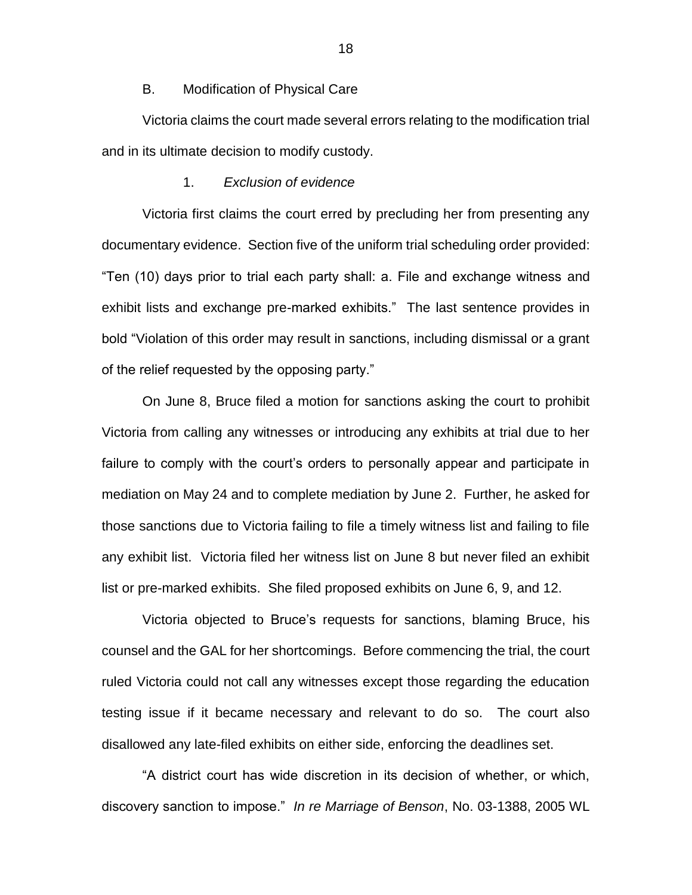### B. Modification of Physical Care

Victoria claims the court made several errors relating to the modification trial and in its ultimate decision to modify custody.

#### 1. *Exclusion of evidence*

Victoria first claims the court erred by precluding her from presenting any documentary evidence. Section five of the uniform trial scheduling order provided: "Ten (10) days prior to trial each party shall: a. File and exchange witness and exhibit lists and exchange pre-marked exhibits." The last sentence provides in bold "Violation of this order may result in sanctions, including dismissal or a grant of the relief requested by the opposing party."

On June 8, Bruce filed a motion for sanctions asking the court to prohibit Victoria from calling any witnesses or introducing any exhibits at trial due to her failure to comply with the court's orders to personally appear and participate in mediation on May 24 and to complete mediation by June 2. Further, he asked for those sanctions due to Victoria failing to file a timely witness list and failing to file any exhibit list. Victoria filed her witness list on June 8 but never filed an exhibit list or pre-marked exhibits. She filed proposed exhibits on June 6, 9, and 12.

Victoria objected to Bruce's requests for sanctions, blaming Bruce, his counsel and the GAL for her shortcomings. Before commencing the trial, the court ruled Victoria could not call any witnesses except those regarding the education testing issue if it became necessary and relevant to do so. The court also disallowed any late-filed exhibits on either side, enforcing the deadlines set.

"A district court has wide discretion in its decision of whether, or which, discovery sanction to impose." *In re Marriage of Benson*, No. 03-1388, 2005 WL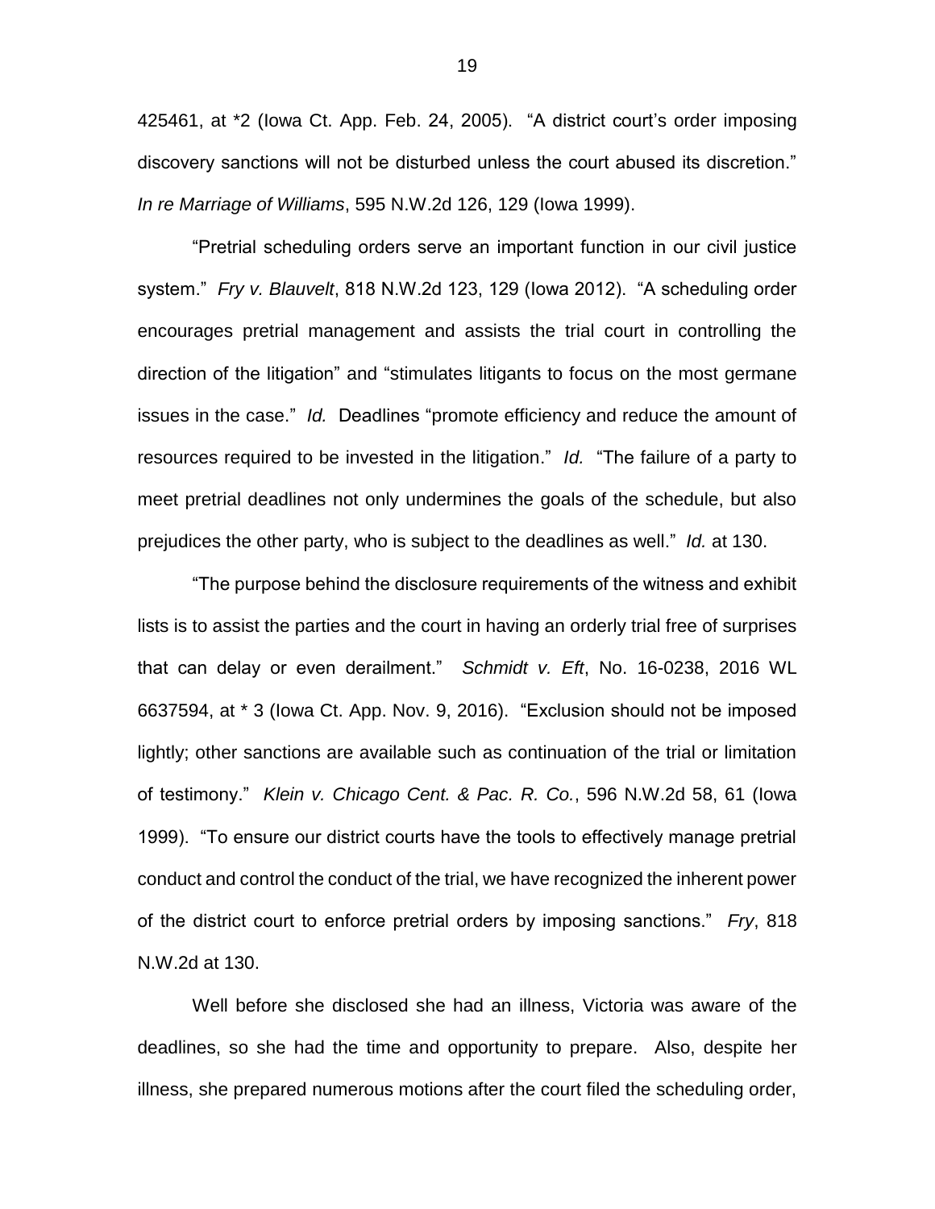425461, at *2 (Iowa Ct. App. Feb. 24, 2005). "A district court's order imposing discovery sanctions will not be disturbed unless the court abused its discretion." *In re Marriage of Williams*, 595 N.W.2d 126, 129 (Iowa 1999).

"Pretrial scheduling orders serve an important function in our civil justice system." *Fry v. Blauvelt*, 818 N.W.2d 123, 129 (Iowa 2012). "A scheduling order encourages pretrial management and assists the trial court in controlling the direction of the litigation" and "stimulates litigants to focus on the most germane issues in the case." *Id.* Deadlines "promote efficiency and reduce the amount of resources required to be invested in the litigation." *Id.* "The failure of a party to meet pretrial deadlines not only undermines the goals of the schedule, but also prejudices the other party, who is subject to the deadlines as well." *Id.* at 130.

"The purpose behind the disclosure requirements of the witness and exhibit lists is to assist the parties and the court in having an orderly trial free of surprises that can delay or even derailment." *Schmidt v. Eft*, No. 16-0238, 2016 WL 6637594, at * 3 (Iowa Ct. App. Nov. 9, 2016). "Exclusion should not be imposed lightly; other sanctions are available such as continuation of the trial or limitation of testimony." *Klein v. Chicago Cent. & Pac. R. Co.*, 596 N.W.2d 58, 61 (Iowa 1999). "To ensure our district courts have the tools to effectively manage pretrial conduct and control the conduct of the trial, we have recognized the inherent power of the district court to enforce pretrial orders by imposing sanctions." *Fry*, 818 N.W.2d at 130.

Well before she disclosed she had an illness, Victoria was aware of the deadlines, so she had the time and opportunity to prepare. Also, despite her illness, she prepared numerous motions after the court filed the scheduling order,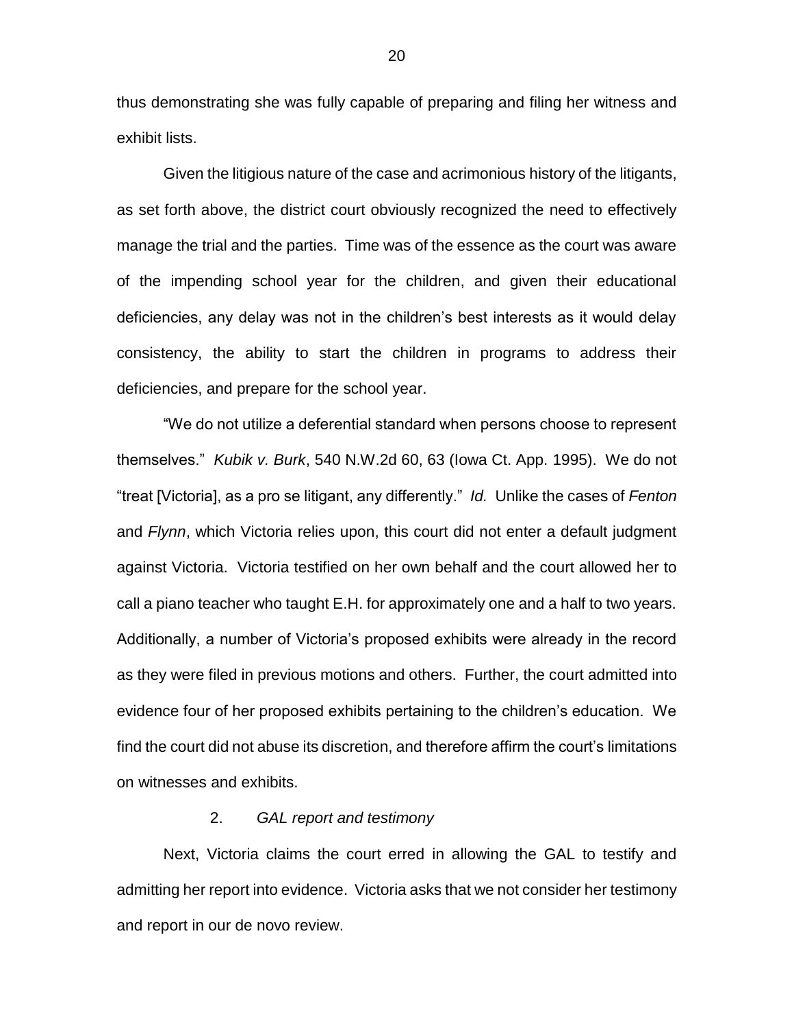thus demonstrating she was fully capable of preparing and filing her witness and exhibit lists.

Given the litigious nature of the case and acrimonious history of the litigants, as set forth above, the district court obviously recognized the need to effectively manage the trial and the parties. Time was of the essence as the court was aware of the impending school year for the children, and given their educational deficiencies, any delay was not in the children's best interests as it would delay consistency, the ability to start the children in programs to address their deficiencies, and prepare for the school year.

"We do not utilize a deferential standard when persons choose to represent themselves." *Kubik v. Burk*, 540 N.W.2d 60, 63 (Iowa Ct. App. 1995). We do not "treat [Victoria], as a pro se litigant, any differently." *Id.* Unlike the cases of *Fenton* and *Flynn*, which Victoria relies upon, this court did not enter a default judgment against Victoria. Victoria testified on her own behalf and the court allowed her to call a piano teacher who taught E.H. for approximately one and a half to two years. Additionally, a number of Victoria's proposed exhibits were already in the record as they were filed in previous motions and others. Further, the court admitted into evidence four of her proposed exhibits pertaining to the children's education. We find the court did not abuse its discretion, and therefore affirm the court's limitations on witnesses and exhibits.

2. *GAL report and testimony*

Next, Victoria claims the court erred in allowing the GAL to testify and admitting her report into evidence. Victoria asks that we not consider her testimony and report in our de novo review.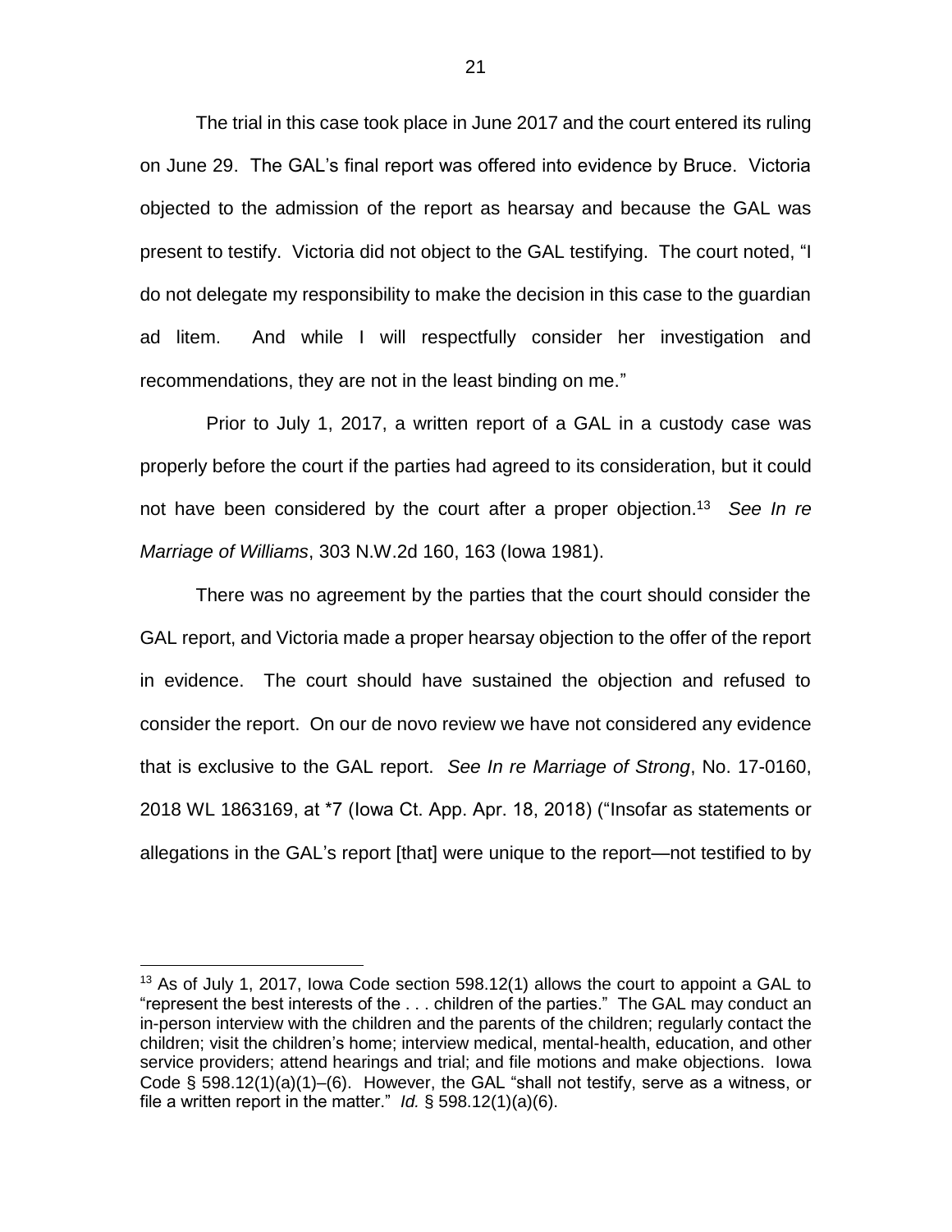The trial in this case took place in June 2017 and the court entered its ruling on June 29. The GAL's final report was offered into evidence by Bruce. Victoria objected to the admission of the report as hearsay and because the GAL was present to testify. Victoria did not object to the GAL testifying. The court noted, "I do not delegate my responsibility to make the decision in this case to the guardian ad litem. And while I will respectfully consider her investigation and recommendations, they are not in the least binding on me."

Prior to July 1, 2017, a written report of a GAL in a custody case was properly before the court if the parties had agreed to its consideration, but it could not have been considered by the court after a proper objection.[13] *See In re Marriage of Williams*, 303 N.W.2d 160, 163 (Iowa 1981).

There was no agreement by the parties that the court should consider the GAL report, and Victoria made a proper hearsay objection to the offer of the report in evidence. The court should have sustained the objection and refused to consider the report. On our de novo review we have not considered any evidence that is exclusive to the GAL report. *See In re Marriage of Strong*, No. 17-0160, 2018 WL 1863169, at *7 (Iowa Ct. App. Apr. 18, 2018) ("Insofar as statements or allegations in the GAL's report [that] were unique to the report—not testified to by

---

[13] As of July 1, 2017, Iowa Code section 598.12(1) allows the court to appoint a GAL to "represent the best interests of the . . . children of the parties." The GAL may conduct an in-person interview with the children and the parents of the children; regularly contact the children; visit the children's home; interview medical, mental-health, education, and other service providers; attend hearings and trial; and file motions and make objections. Iowa Code § 598.12(1)(a)(1)–(6). However, the GAL "shall not testify, serve as a witness, or file a written report in the matter." *Id.* § 598.12(1)(a)(6).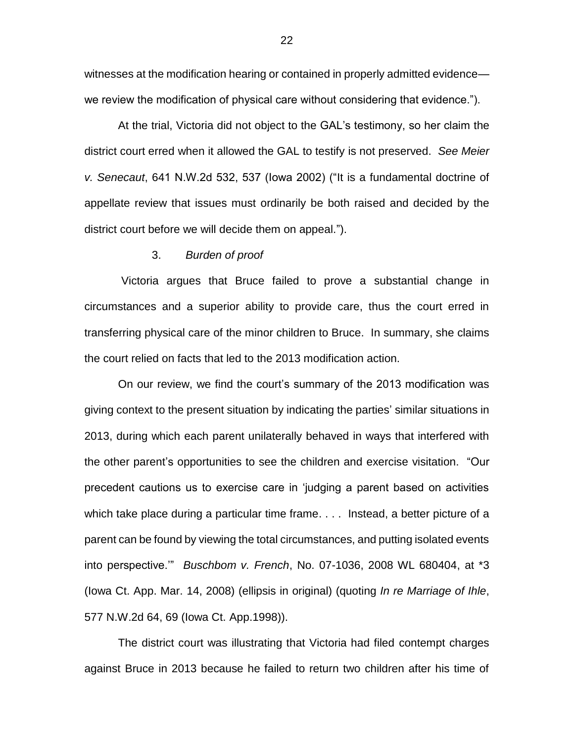witnesses at the modification hearing or contained in properly admitted evidence—we review the modification of physical care without considering that evidence.").

At the trial, Victoria did not object to the GAL's testimony, so her claim the district court erred when it allowed the GAL to testify is not preserved. *See Meier v. Senecaut*, 641 N.W.2d 532, 537 (Iowa 2002) ("It is a fundamental doctrine of appellate review that issues must ordinarily be both raised and decided by the district court before we will decide them on appeal.").

3. *Burden of proof*

Victoria argues that Bruce failed to prove a substantial change in circumstances and a superior ability to provide care, thus the court erred in transferring physical care of the minor children to Bruce. In summary, she claims the court relied on facts that led to the 2013 modification action.

On our review, we find the court's summary of the 2013 modification was giving context to the present situation by indicating the parties' similar situations in 2013, during which each parent unilaterally behaved in ways that interfered with the other parent's opportunities to see the children and exercise visitation. "Our precedent cautions us to exercise care in 'judging a parent based on activities which take place during a particular time frame. . . . Instead, a better picture of a parent can be found by viewing the total circumstances, and putting isolated events into perspective.'" *Buschbom v. French*, No. 07-1036, 2008 WL 680404, at *3 (Iowa Ct. App. Mar. 14, 2008) (ellipsis in original) (quoting *In re Marriage of Ihle*, 577 N.W.2d 64, 69 (Iowa Ct. App.1998)).

The district court was illustrating that Victoria had filed contempt charges against Bruce in 2013 because he failed to return two children after his time of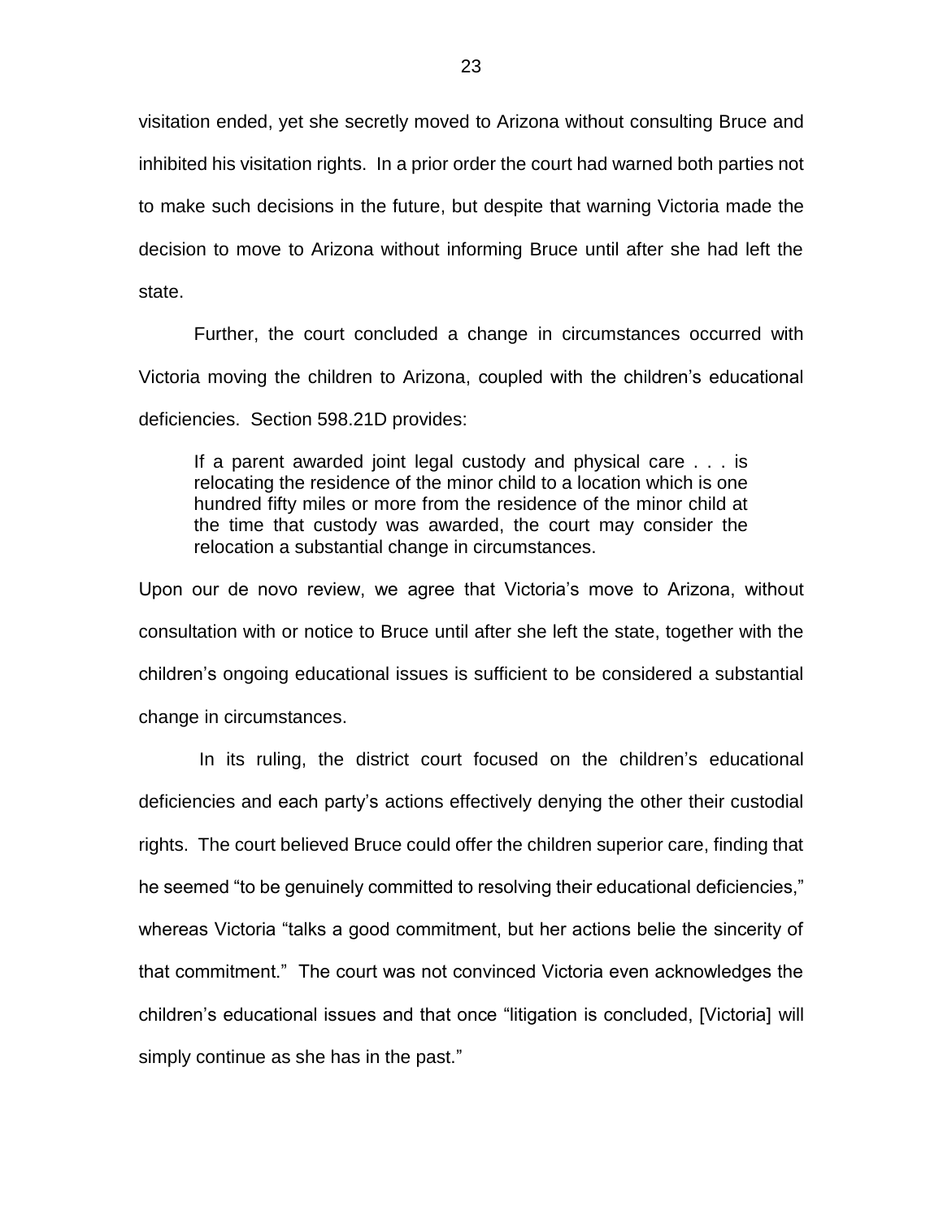visitation ended, yet she secretly moved to Arizona without consulting Bruce and inhibited his visitation rights. In a prior order the court had warned both parties not to make such decisions in the future, but despite that warning Victoria made the decision to move to Arizona without informing Bruce until after she had left the state.

Further, the court concluded a change in circumstances occurred with Victoria moving the children to Arizona, coupled with the children's educational deficiencies. Section 598.21D provides:

> If a parent awarded joint legal custody and physical care . . . is relocating the residence of the minor child to a location which is one hundred fifty miles or more from the residence of the minor child at the time that custody was awarded, the court may consider the relocation a substantial change in circumstances.

Upon our de novo review, we agree that Victoria's move to Arizona, without consultation with or notice to Bruce until after she left the state, together with the children's ongoing educational issues is sufficient to be considered a substantial change in circumstances.

In its ruling, the district court focused on the children's educational deficiencies and each party's actions effectively denying the other their custodial rights. The court believed Bruce could offer the children superior care, finding that he seemed "to be genuinely committed to resolving their educational deficiencies," whereas Victoria "talks a good commitment, but her actions belie the sincerity of that commitment." The court was not convinced Victoria even acknowledges the children's educational issues and that once "litigation is concluded, [Victoria] will simply continue as she has in the past."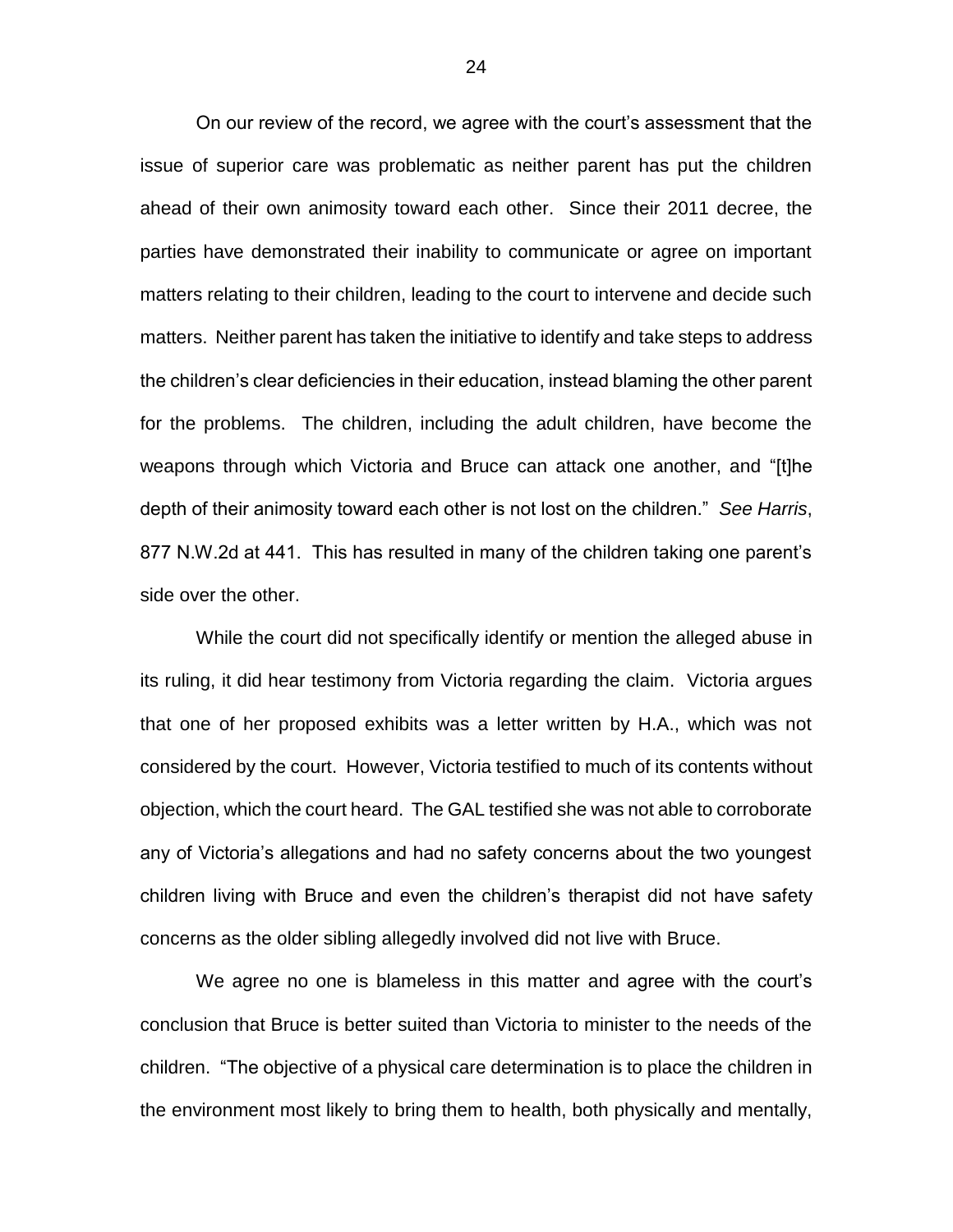On our review of the record, we agree with the court's assessment that the issue of superior care was problematic as neither parent has put the children ahead of their own animosity toward each other. Since their 2011 decree, the parties have demonstrated their inability to communicate or agree on important matters relating to their children, leading to the court to intervene and decide such matters. Neither parent has taken the initiative to identify and take steps to address the children's clear deficiencies in their education, instead blaming the other parent for the problems. The children, including the adult children, have become the weapons through which Victoria and Bruce can attack one another, and "[t]he depth of their animosity toward each other is not lost on the children." *See Harris*, 877 N.W.2d at 441. This has resulted in many of the children taking one parent's side over the other.

While the court did not specifically identify or mention the alleged abuse in its ruling, it did hear testimony from Victoria regarding the claim. Victoria argues that one of her proposed exhibits was a letter written by H.A., which was not considered by the court. However, Victoria testified to much of its contents without objection, which the court heard. The GAL testified she was not able to corroborate any of Victoria's allegations and had no safety concerns about the two youngest children living with Bruce and even the children's therapist did not have safety concerns as the older sibling allegedly involved did not live with Bruce.

We agree no one is blameless in this matter and agree with the court's conclusion that Bruce is better suited than Victoria to minister to the needs of the children. "The objective of a physical care determination is to place the children in the environment most likely to bring them to health, both physically and mentally,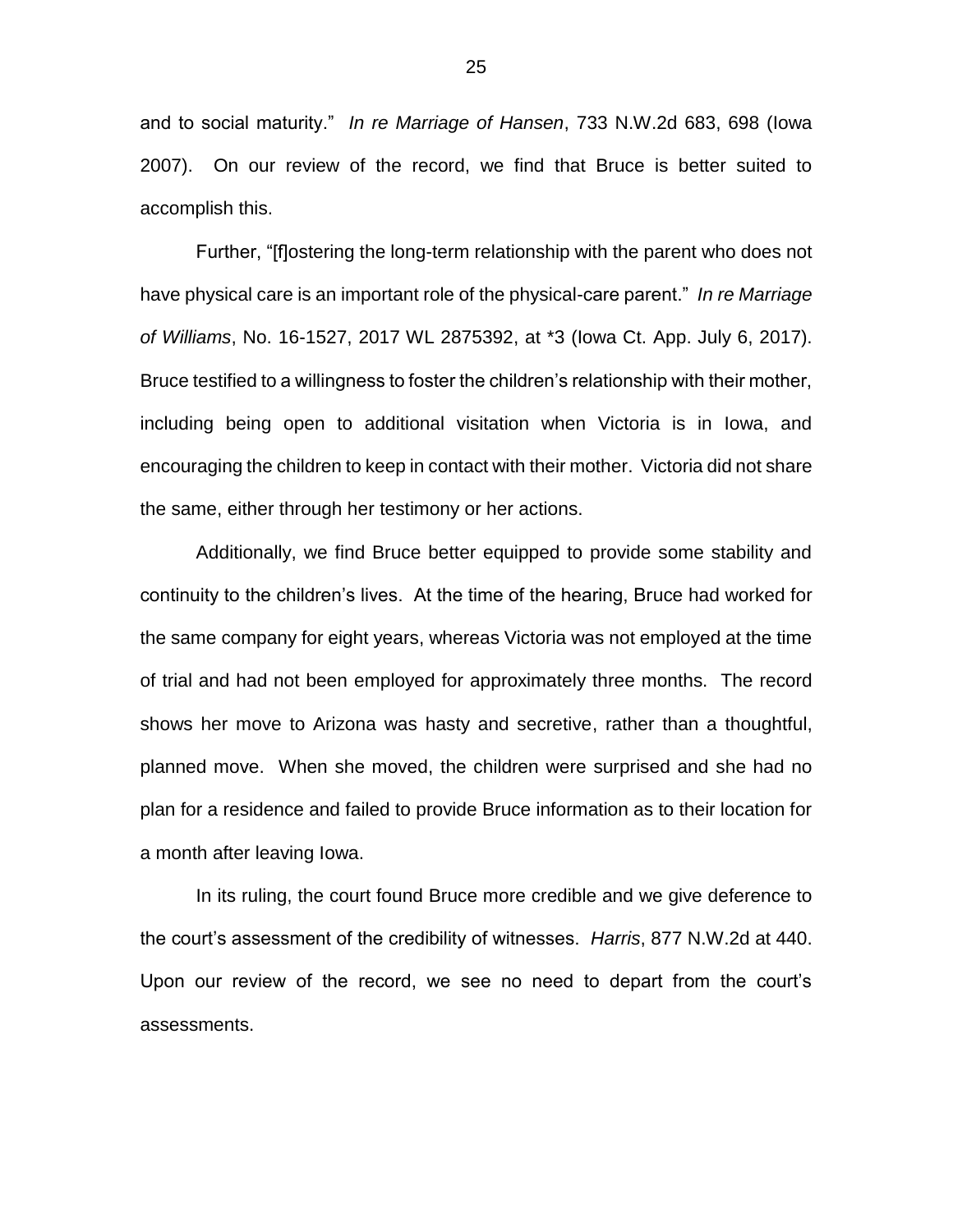and to social maturity." *In re Marriage of Hansen*, 733 N.W.2d 683, 698 (Iowa 2007). On our review of the record, we find that Bruce is better suited to accomplish this.

Further, "[f]ostering the long-term relationship with the parent who does not have physical care is an important role of the physical-care parent." *In re Marriage of Williams*, No. 16-1527, 2017 WL 2875392, at *3 (Iowa Ct. App. July 6, 2017). Bruce testified to a willingness to foster the children's relationship with their mother, including being open to additional visitation when Victoria is in Iowa, and encouraging the children to keep in contact with their mother. Victoria did not share the same, either through her testimony or her actions.

Additionally, we find Bruce better equipped to provide some stability and continuity to the children's lives. At the time of the hearing, Bruce had worked for the same company for eight years, whereas Victoria was not employed at the time of trial and had not been employed for approximately three months. The record shows her move to Arizona was hasty and secretive, rather than a thoughtful, planned move. When she moved, the children were surprised and she had no plan for a residence and failed to provide Bruce information as to their location for a month after leaving Iowa.

In its ruling, the court found Bruce more credible and we give deference to the court's assessment of the credibility of witnesses. *Harris*, 877 N.W.2d at 440. Upon our review of the record, we see no need to depart from the court's assessments.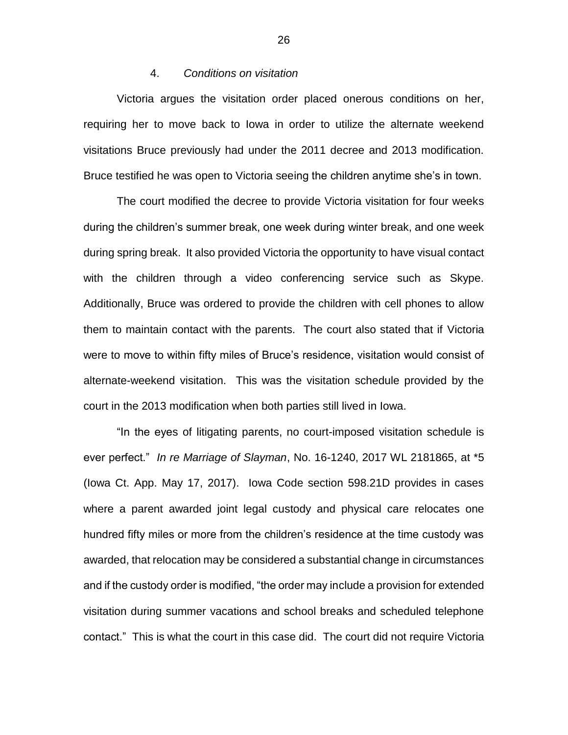### 4. *Conditions on visitation*

Victoria argues the visitation order placed onerous conditions on her, requiring her to move back to Iowa in order to utilize the alternate weekend visitations Bruce previously had under the 2011 decree and 2013 modification. Bruce testified he was open to Victoria seeing the children anytime she's in town.

The court modified the decree to provide Victoria visitation for four weeks during the children's summer break, one week during winter break, and one week during spring break. It also provided Victoria the opportunity to have visual contact with the children through a video conferencing service such as Skype. Additionally, Bruce was ordered to provide the children with cell phones to allow them to maintain contact with the parents. The court also stated that if Victoria were to move to within fifty miles of Bruce's residence, visitation would consist of alternate-weekend visitation. This was the visitation schedule provided by the court in the 2013 modification when both parties still lived in Iowa.

"In the eyes of litigating parents, no court-imposed visitation schedule is ever perfect." *In re Marriage of Slayman*, No. 16-1240, 2017 WL 2181865, at *5 (Iowa Ct. App. May 17, 2017). Iowa Code section 598.21D provides in cases where a parent awarded joint legal custody and physical care relocates one hundred fifty miles or more from the children's residence at the time custody was awarded, that relocation may be considered a substantial change in circumstances and if the custody order is modified, "the order may include a provision for extended visitation during summer vacations and school breaks and scheduled telephone contact." This is what the court in this case did. The court did not require Victoria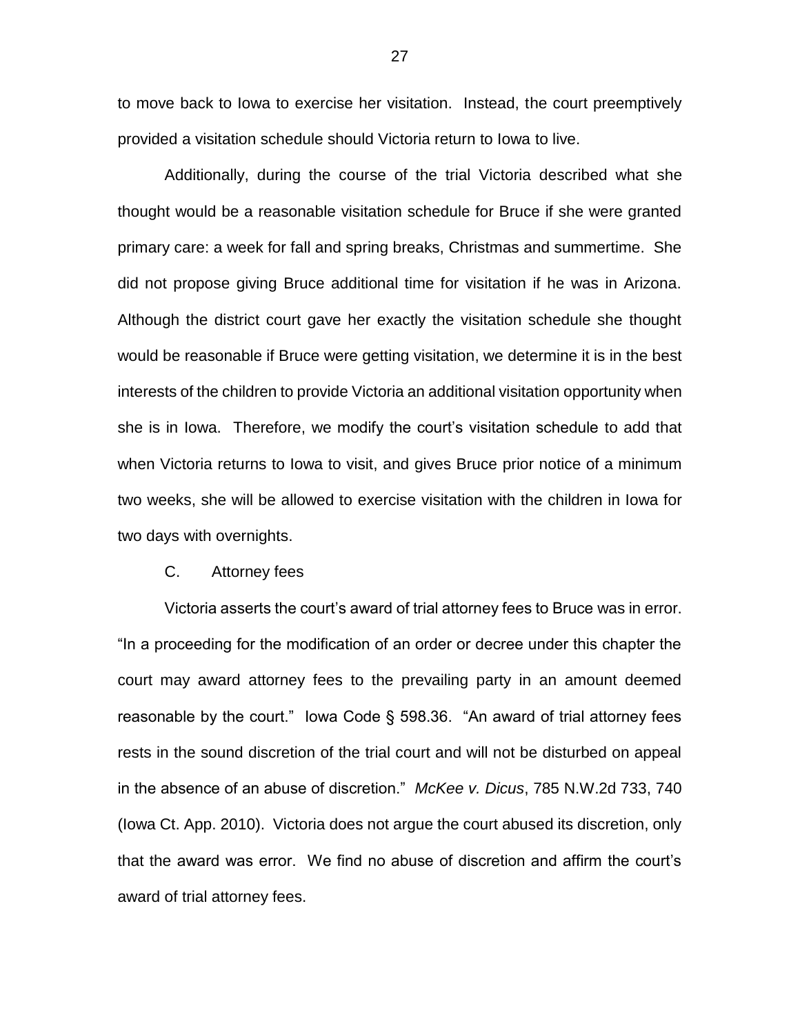to move back to Iowa to exercise her visitation. Instead, the court preemptively provided a visitation schedule should Victoria return to Iowa to live.

Additionally, during the course of the trial Victoria described what she thought would be a reasonable visitation schedule for Bruce if she were granted primary care: a week for fall and spring breaks, Christmas and summertime. She did not propose giving Bruce additional time for visitation if he was in Arizona. Although the district court gave her exactly the visitation schedule she thought would be reasonable if Bruce were getting visitation, we determine it is in the best interests of the children to provide Victoria an additional visitation opportunity when she is in Iowa. Therefore, we modify the court's visitation schedule to add that when Victoria returns to Iowa to visit, and gives Bruce prior notice of a minimum two weeks, she will be allowed to exercise visitation with the children in Iowa for two days with overnights.

### C. Attorney fees

Victoria asserts the court's award of trial attorney fees to Bruce was in error. "In a proceeding for the modification of an order or decree under this chapter the court may award attorney fees to the prevailing party in an amount deemed reasonable by the court." Iowa Code § 598.36. "An award of trial attorney fees rests in the sound discretion of the trial court and will not be disturbed on appeal in the absence of an abuse of discretion." *McKee v. Dicus*, 785 N.W.2d 733, 740 (Iowa Ct. App. 2010). Victoria does not argue the court abused its discretion, only that the award was error. We find no abuse of discretion and affirm the court's award of trial attorney fees.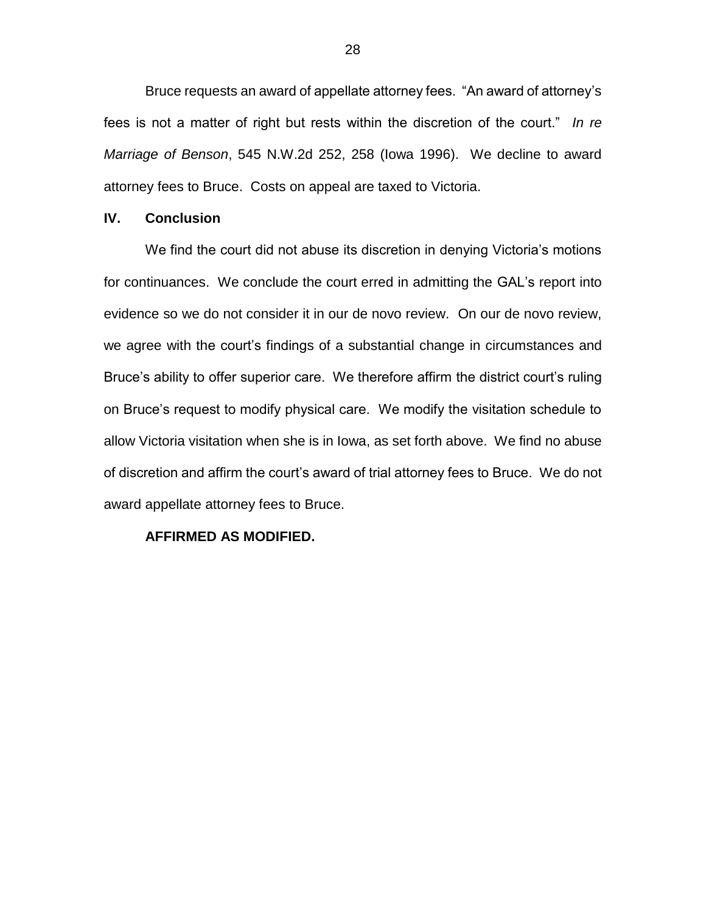Bruce requests an award of appellate attorney fees. "An award of attorney's fees is not a matter of right but rests within the discretion of the court." *In re Marriage of Benson*, 545 N.W.2d 252, 258 (Iowa 1996). We decline to award attorney fees to Bruce. Costs on appeal are taxed to Victoria.

## IV. Conclusion

We find the court did not abuse its discretion in denying Victoria's motions for continuances. We conclude the court erred in admitting the GAL's report into evidence so we do not consider it in our de novo review. On our de novo review, we agree with the court's findings of a substantial change in circumstances and Bruce's ability to offer superior care. We therefore affirm the district court's ruling on Bruce's request to modify physical care. We modify the visitation schedule to allow Victoria visitation when she is in Iowa, as set forth above. We find no abuse of discretion and affirm the court's award of trial attorney fees to Bruce. We do not award appellate attorney fees to Bruce.

**AFFIRMED AS MODIFIED.**